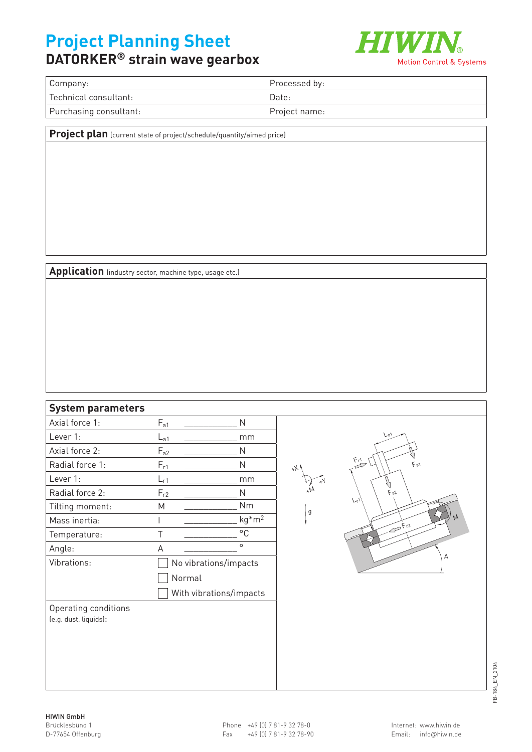# Project Planning Sheet

## DATORKER® strain wave gearbox

HIWIN® Motion Control & Systems

| Company: | Processed by: |
|---|---|
| Technical consultant: | Date: |
| Purchasing consultant: | Project name: |

**Project plan** (current state of project/schedule/quantity/aimed price)

**Application** (industry sector, machine type, usage etc.)

**System parameters**

| Parameter | Symbol | Value | Unit |
|---|---|---|---|
| Axial force 1: | $F_{a1}$ | ___________ | N |
| Lever 1: | $L_{a1}$ | ___________ | mm |
| Axial force 2: | $F_{a2}$ | ___________ | N |
| Radial force 1: | $F_{r1}$ | ___________ | N |
| Lever 1: | $L_{r1}$ | ___________ | mm |
| Radial force 2: | $F_{r2}$ | ___________ | N |
| Tilting moment: | M | ___________ | Nm |
| Mass inertia: | I | ___________ | $kg*m^2$ |
| Temperature: | T | ___________ | °C |
| Angle: | A | ___________ | ° |
| Vibrations: | ☐ No vibrations/impacts | | |
| | ☐ Normal | | |
| | ☐ With vibrations/impacts | | |
| Operating conditions (e.g. dust, liquids): | | | |

FB-184_EN_2104

**HIWIN GmbH**
Brücklesbünd 1
D-77654 Offenburg

Phone +49 (0) 7 81-9 32 78-0
Fax +49 (0) 7 81-9 32 78-90

Internet: www.hiwin.de
Email: info@hiwin.de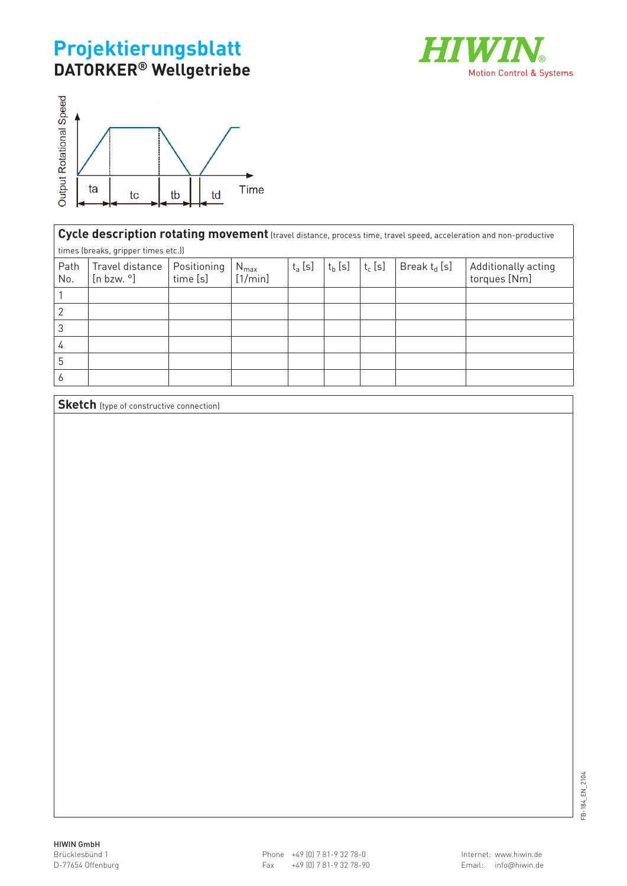# Projektierungsblatt

## DATORKER® Wellgetriebe

HIWIN
Motion Control & Systems

Output Rotational Speed

ta tc tb td Time

| **Cycle description rotating movement** (travel distance, process time, travel speed, acceleration and non-productive times (breaks, gripper times etc.)) | | | | | | | | |
|---|---|---|---|---|---|---|---|---|
| Path No. | Travel distance [n bzw. °] | Positioning time [s] | $N_{max}$ [1/min] | $t_a$ [s] | $t_b$ [s] | $t_c$ [s] | Break $t_d$ [s] | Additionally acting torques [Nm] |
| 1 | | | | | | | | |
| 2 | | | | | | | | |
| 3 | | | | | | | | |
| 4 | | | | | | | | |
| 5 | | | | | | | | |
| 6 | | | | | | | | |

**Sketch** (type of constructive connection)

FB-184_EN_2104

**HIWIN GmbH**
Brücklesbünd 1
D-77654 Offenburg

Phone +49 (0) 7 81-9 32 78-0
Fax +49 (0) 7 81-9 32 78-90

Internet: www.hiwin.de
Email: info@hiwin.de